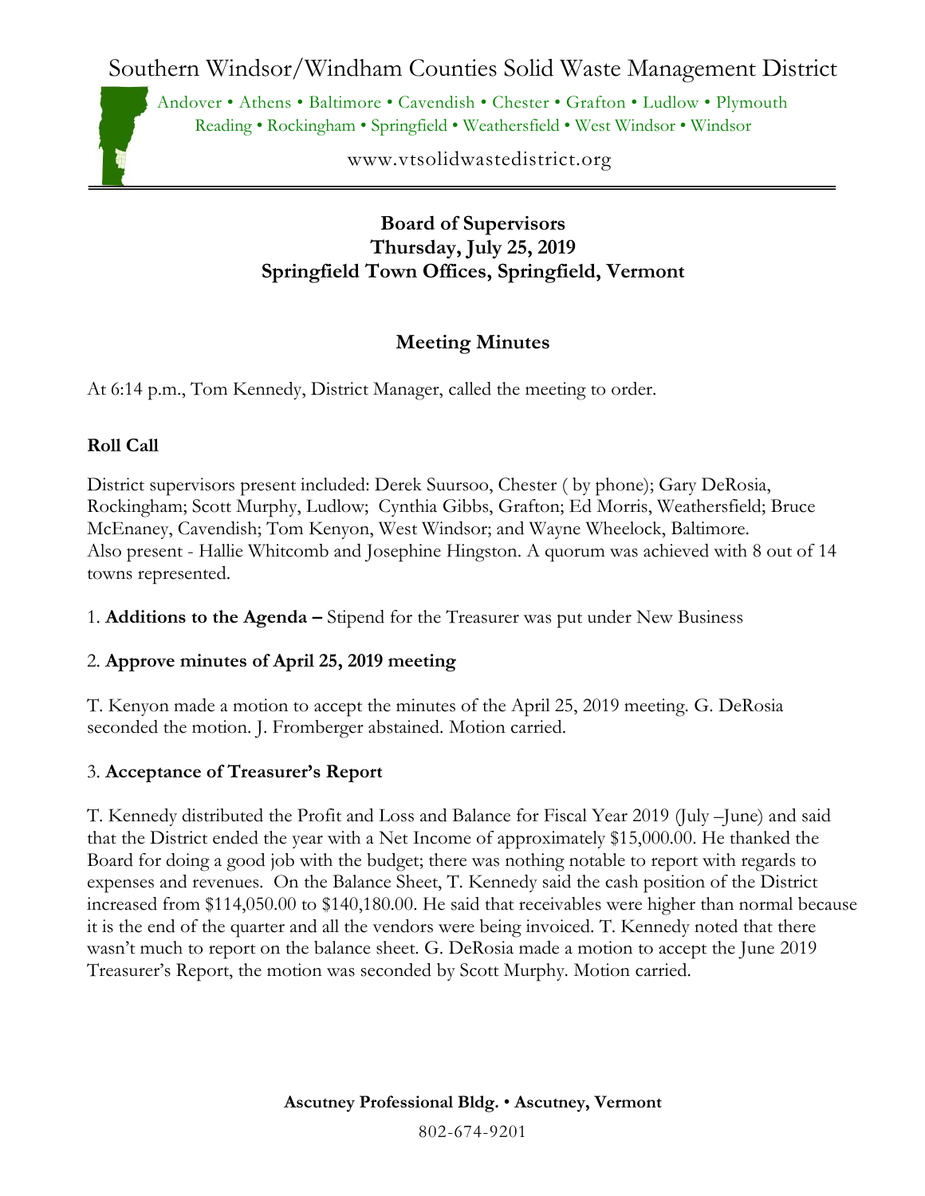# Southern Windsor/Windham Counties Solid Waste Management District

Andover • Athens • Baltimore • Cavendish • Chester • Grafton • Ludlow • Plymouth
Reading • Rockingham • Springfield • Weathersfield • West Windsor • Windsor

www.vtsolidwastedistrict.org

**Board of Supervisors**
**Thursday, July 25, 2019**
**Springfield Town Offices, Springfield, Vermont**

## Meeting Minutes

At 6:14 p.m., Tom Kennedy, District Manager, called the meeting to order.

### Roll Call

District supervisors present included: Derek Suursoo, Chester ( by phone); Gary DeRosia, Rockingham; Scott Murphy, Ludlow; Cynthia Gibbs, Grafton; Ed Morris, Weathersfield; Bruce McEnaney, Cavendish; Tom Kenyon, West Windsor; and Wayne Wheelock, Baltimore. Also present - Hallie Whitcomb and Josephine Hingston. A quorum was achieved with 8 out of 14 towns represented.

1. **Additions to the Agenda –** Stipend for the Treasurer was put under New Business

2. **Approve minutes of April 25, 2019 meeting**

T. Kenyon made a motion to accept the minutes of the April 25, 2019 meeting. G. DeRosia seconded the motion. J. Fromberger abstained. Motion carried.

3. **Acceptance of Treasurer's Report**

T. Kennedy distributed the Profit and Loss and Balance for Fiscal Year 2019 (July –June) and said that the District ended the year with a Net Income of approximately $15,000.00. He thanked the Board for doing a good job with the budget; there was nothing notable to report with regards to expenses and revenues. On the Balance Sheet, T. Kennedy said the cash position of the District increased from $114,050.00 to $140,180.00. He said that receivables were higher than normal because it is the end of the quarter and all the vendors were being invoiced. T. Kennedy noted that there wasn't much to report on the balance sheet. G. DeRosia made a motion to accept the June 2019 Treasurer's Report, the motion was seconded by Scott Murphy. Motion carried.

**Ascutney Professional Bldg. • Ascutney, Vermont**

802-674-9201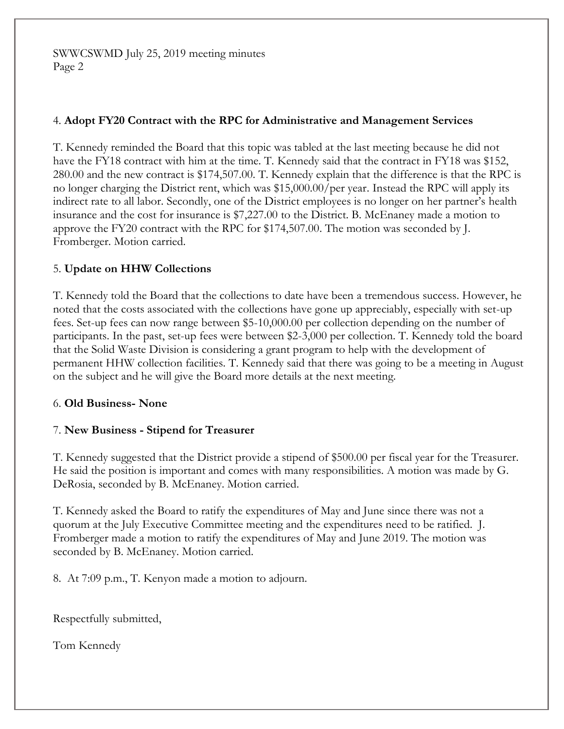4. **Adopt FY20 Contract with the RPC for Administrative and Management Services**

T. Kennedy reminded the Board that this topic was tabled at the last meeting because he did not have the FY18 contract with him at the time. T. Kennedy said that the contract in FY18 was $152, 280.00 and the new contract is $174,507.00. T. Kennedy explain that the difference is that the RPC is no longer charging the District rent, which was $15,000.00/per year. Instead the RPC will apply its indirect rate to all labor. Secondly, one of the District employees is no longer on her partner's health insurance and the cost for insurance is $7,227.00 to the District. B. McEnaney made a motion to approve the FY20 contract with the RPC for $174,507.00. The motion was seconded by J. Fromberger. Motion carried.

5. **Update on HHW Collections**

T. Kennedy told the Board that the collections to date have been a tremendous success. However, he noted that the costs associated with the collections have gone up appreciably, especially with set-up fees. Set-up fees can now range between $5-10,000.00 per collection depending on the number of participants. In the past, set-up fees were between $2-3,000 per collection. T. Kennedy told the board that the Solid Waste Division is considering a grant program to help with the development of permanent HHW collection facilities. T. Kennedy said that there was going to be a meeting in August on the subject and he will give the Board more details at the next meeting.

6. **Old Business- None**

7. **New Business - Stipend for Treasurer**

T. Kennedy suggested that the District provide a stipend of $500.00 per fiscal year for the Treasurer. He said the position is important and comes with many responsibilities. A motion was made by G. DeRosia, seconded by B. McEnaney. Motion carried.

T. Kennedy asked the Board to ratify the expenditures of May and June since there was not a quorum at the July Executive Committee meeting and the expenditures need to be ratified. J. Fromberger made a motion to ratify the expenditures of May and June 2019. The motion was seconded by B. McEnaney. Motion carried.

8. At 7:09 p.m., T. Kenyon made a motion to adjourn.

Respectfully submitted,

Tom Kennedy